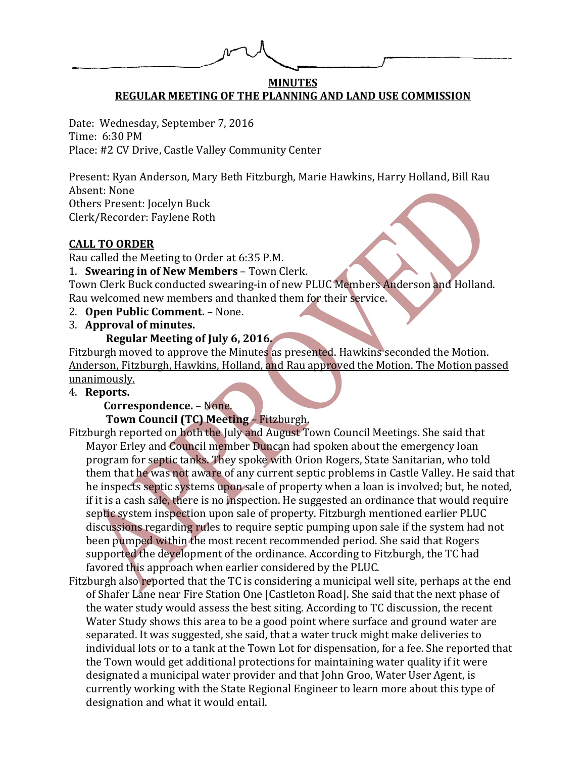**MINUTES**

**REGULAR MEETING OF THE PLANNING AND LAND USE COMMISSION**

Date: Wednesday, September 7, 2016
Time: 6:30 PM
Place: #2 CV Drive, Castle Valley Community Center

Present: Ryan Anderson, Mary Beth Fitzburgh, Marie Hawkins, Harry Holland, Bill Rau
Absent: None
Others Present: Jocelyn Buck
Clerk/Recorder: Faylene Roth

**CALL TO ORDER**

Rau called the Meeting to Order at 6:35 P.M.

1. **Swearing in of New Members** – Town Clerk.

Town Clerk Buck conducted swearing-in of new PLUC Members Anderson and Holland. Rau welcomed new members and thanked them for their service.

2. **Open Public Comment.** – None.
3. **Approval of minutes.**

**Regular Meeting of July 6, 2016.**

Fitzburgh moved to approve the Minutes as presented. Hawkins seconded the Motion. Anderson, Fitzburgh, Hawkins, Holland, and Rau approved the Motion. The Motion passed unanimously.

4. **Reports.**

**Correspondence.** – None.

**Town Council (TC) Meeting** – Fitzburgh.

Fitzburgh reported on both the July and August Town Council Meetings. She said that Mayor Erley and Council member Duncan had spoken about the emergency loan program for septic tanks. They spoke with Orion Rogers, State Sanitarian, who told them that he was not aware of any current septic problems in Castle Valley. He said that he inspects septic systems upon sale of property when a loan is involved; but, he noted, if it is a cash sale, there is no inspection. He suggested an ordinance that would require septic system inspection upon sale of property. Fitzburgh mentioned earlier PLUC discussions regarding rules to require septic pumping upon sale if the system had not been pumped within the most recent recommended period. She said that Rogers supported the development of the ordinance. According to Fitzburgh, the TC had favored this approach when earlier considered by the PLUC.

Fitzburgh also reported that the TC is considering a municipal well site, perhaps at the end of Shafer Lane near Fire Station One [Castleton Road]. She said that the next phase of the water study would assess the best siting. According to TC discussion, the recent Water Study shows this area to be a good point where surface and ground water are separated. It was suggested, she said, that a water truck might make deliveries to individual lots or to a tank at the Town Lot for dispensation, for a fee. She reported that the Town would get additional protections for maintaining water quality if it were designated a municipal water provider and that John Groo, Water User Agent, is currently working with the State Regional Engineer to learn more about this type of designation and what it would entail.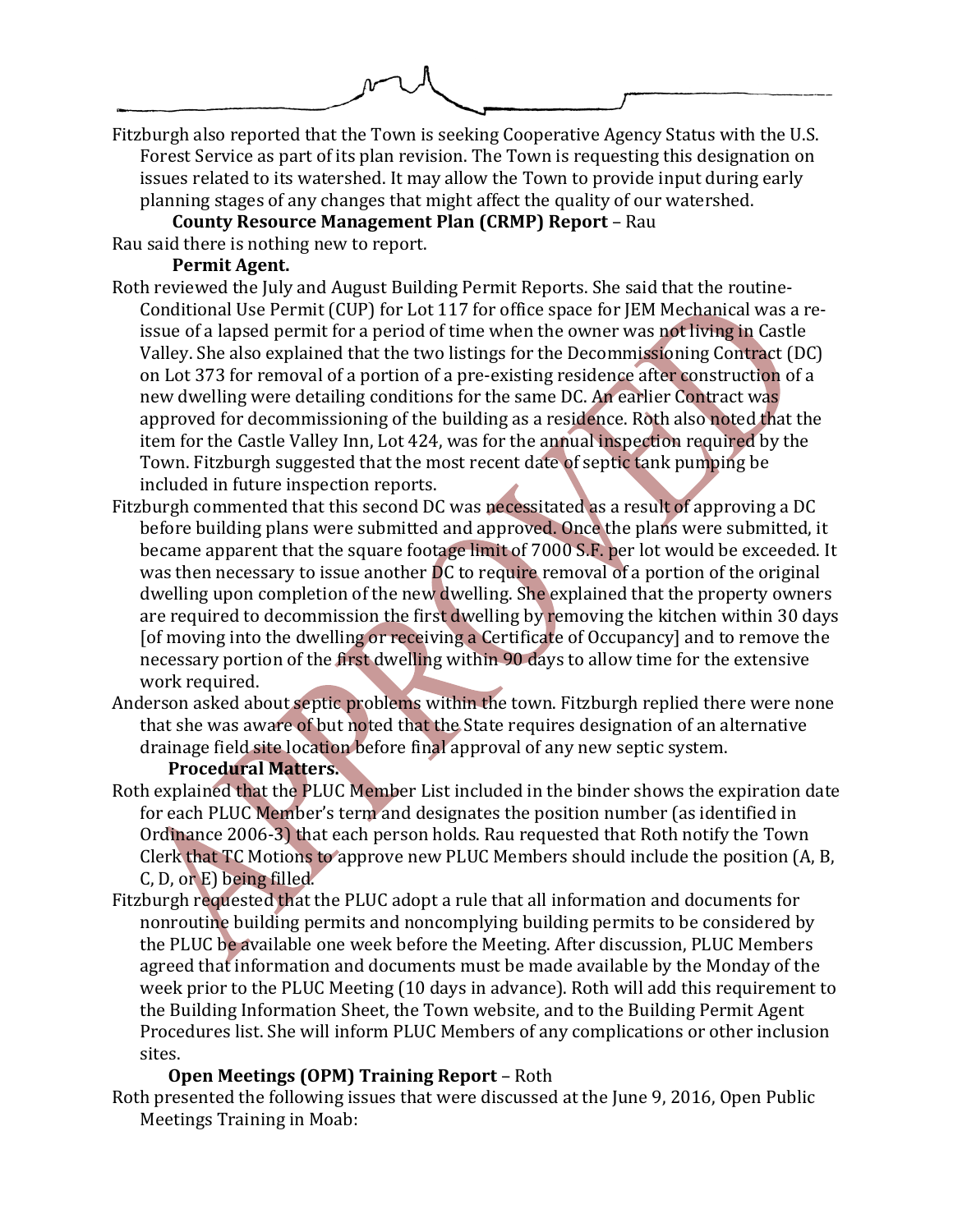Fitzburgh also reported that the Town is seeking Cooperative Agency Status with the U.S. Forest Service as part of its plan revision. The Town is requesting this designation on issues related to its watershed. It may allow the Town to provide input during early planning stages of any changes that might affect the quality of our watershed.

**County Resource Management Plan (CRMP) Report** – Rau

Rau said there is nothing new to report.

**Permit Agent.**

Roth reviewed the July and August Building Permit Reports. She said that the routine-Conditional Use Permit (CUP) for Lot 117 for office space for JEM Mechanical was a re-issue of a lapsed permit for a period of time when the owner was not living in Castle Valley. She also explained that the two listings for the Decommissioning Contract (DC) on Lot 373 for removal of a portion of a pre-existing residence after construction of a new dwelling were detailing conditions for the same DC. An earlier Contract was approved for decommissioning of the building as a residence. Roth also noted that the item for the Castle Valley Inn, Lot 424, was for the annual inspection required by the Town. Fitzburgh suggested that the most recent date of septic tank pumping be included in future inspection reports.

Fitzburgh commented that this second DC was necessitated as a result of approving a DC before building plans were submitted and approved. Once the plans were submitted, it became apparent that the square footage limit of 7000 S.F. per lot would be exceeded. It was then necessary to issue another DC to require removal of a portion of the original dwelling upon completion of the new dwelling. She explained that the property owners are required to decommission the first dwelling by removing the kitchen within 30 days [of moving into the dwelling or receiving a Certificate of Occupancy] and to remove the necessary portion of the first dwelling within 90 days to allow time for the extensive work required.

Anderson asked about septic problems within the town. Fitzburgh replied there were none that she was aware of but noted that the State requires designation of an alternative drainage field site location before final approval of any new septic system.

**Procedural Matters.**

Roth explained that the PLUC Member List included in the binder shows the expiration date for each PLUC Member's term and designates the position number (as identified in Ordinance 2006-3) that each person holds. Rau requested that Roth notify the Town Clerk that TC Motions to approve new PLUC Members should include the position (A, B, C, D, or E) being filled.

Fitzburgh requested that the PLUC adopt a rule that all information and documents for nonroutine building permits and noncomplying building permits to be considered by the PLUC be available one week before the Meeting. After discussion, PLUC Members agreed that information and documents must be made available by the Monday of the week prior to the PLUC Meeting (10 days in advance). Roth will add this requirement to the Building Information Sheet, the Town website, and to the Building Permit Agent Procedures list. She will inform PLUC Members of any complications or other inclusion sites.

**Open Meetings (OPM) Training Report** – Roth

Roth presented the following issues that were discussed at the June 9, 2016, Open Public Meetings Training in Moab: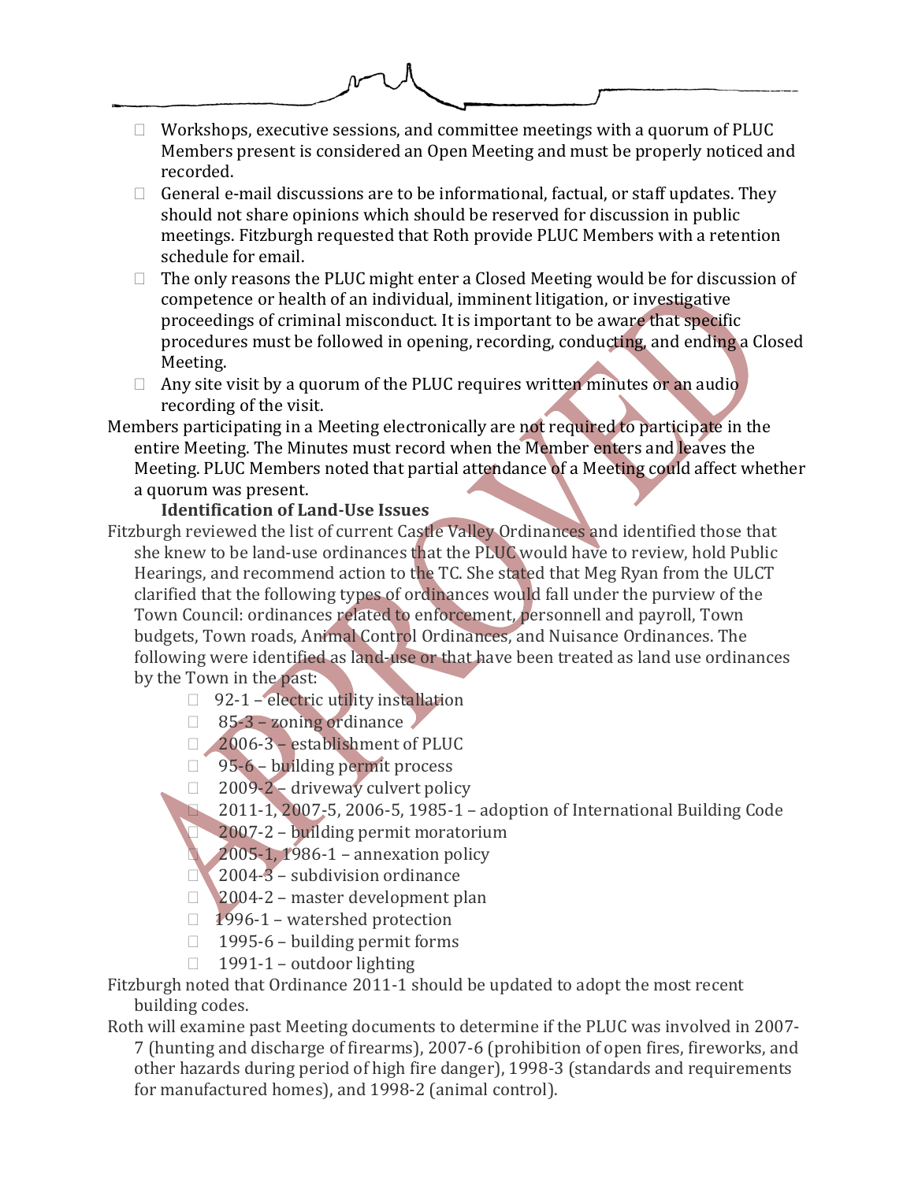- Workshops, executive sessions, and committee meetings with a quorum of PLUC Members present is considered an Open Meeting and must be properly noticed and recorded.
- General e-mail discussions are to be informational, factual, or staff updates. They should not share opinions which should be reserved for discussion in public meetings. Fitzburgh requested that Roth provide PLUC Members with a retention schedule for email.
- The only reasons the PLUC might enter a Closed Meeting would be for discussion of competence or health of an individual, imminent litigation, or investigative proceedings of criminal misconduct. It is important to be aware that specific procedures must be followed in opening, recording, conducting, and ending a Closed Meeting.
- Any site visit by a quorum of the PLUC requires written minutes or an audio recording of the visit.

Members participating in a Meeting electronically are not required to participate in the entire Meeting. The Minutes must record when the Member enters and leaves the Meeting. PLUC Members noted that partial attendance of a Meeting could affect whether a quorum was present.

**Identification of Land-Use Issues**

Fitzburgh reviewed the list of current Castle Valley Ordinances and identified those that she knew to be land-use ordinances that the PLUC would have to review, hold Public Hearings, and recommend action to the TC. She stated that Meg Ryan from the ULCT clarified that the following types of ordinances would fall under the purview of the Town Council: ordinances related to enforcement, personnell and payroll, Town budgets, Town roads, Animal Control Ordinances, and Nuisance Ordinances. The following were identified as land-use or that have been treated as land use ordinances by the Town in the past:

- 92-1 – electric utility installation
- 85-3 – zoning ordinance
- 2006-3 – establishment of PLUC
- 95-6 – building permit process
- 2009-2 – driveway culvert policy
- 2011-1, 2007-5, 2006-5, 1985-1 – adoption of International Building Code
- 2007-2 – building permit moratorium
- 2005-1, 1986-1 – annexation policy
- 2004-3 – subdivision ordinance
- 2004-2 – master development plan
- 1996-1 – watershed protection
- 1995-6 – building permit forms
- 1991-1 – outdoor lighting

Fitzburgh noted that Ordinance 2011-1 should be updated to adopt the most recent building codes.

Roth will examine past Meeting documents to determine if the PLUC was involved in 2007-7 (hunting and discharge of firearms), 2007-6 (prohibition of open fires, fireworks, and other hazards during period of high fire danger), 1998-3 (standards and requirements for manufactured homes), and 1998-2 (animal control).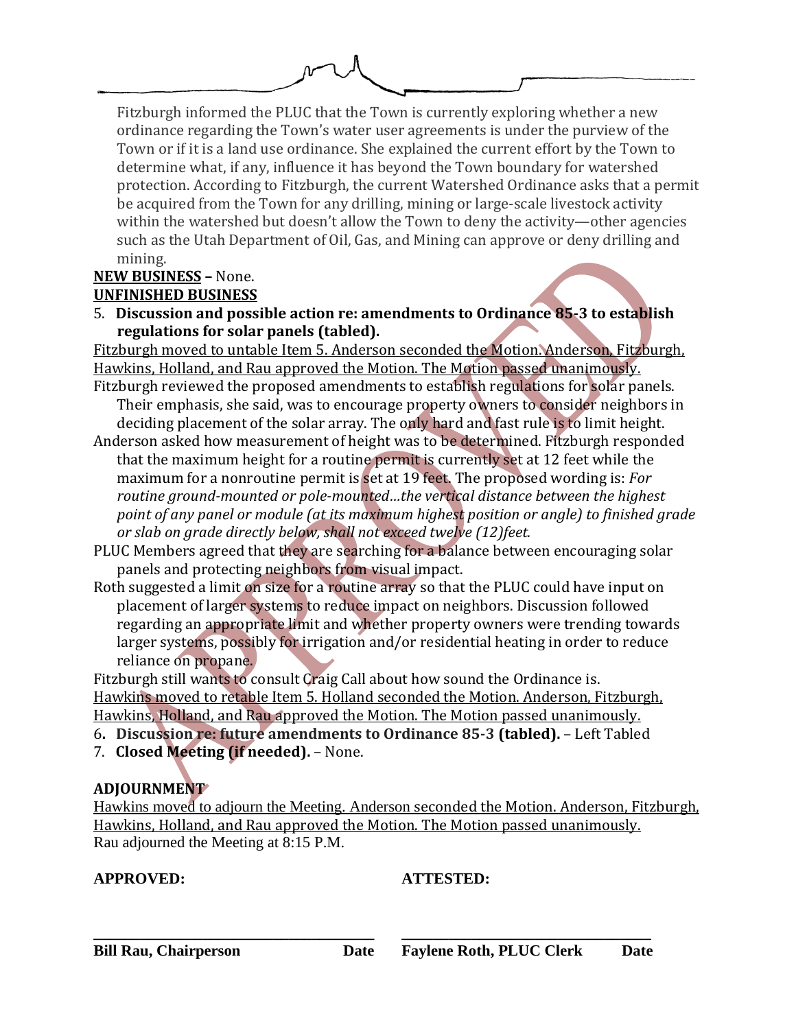Fitzburgh informed the PLUC that the Town is currently exploring whether a new ordinance regarding the Town's water user agreements is under the purview of the Town or if it is a land use ordinance. She explained the current effort by the Town to determine what, if any, influence it has beyond the Town boundary for watershed protection. According to Fitzburgh, the current Watershed Ordinance asks that a permit be acquired from the Town for any drilling, mining or large-scale livestock activity within the watershed but doesn't allow the Town to deny the activity—other agencies such as the Utah Department of Oil, Gas, and Mining can approve or deny drilling and mining.

**NEW BUSINESS** – None.

**UNFINISHED BUSINESS**

5. **Discussion and possible action re: amendments to Ordinance 85-3 to establish regulations for solar panels (tabled).**

Fitzburgh moved to untable Item 5. Anderson seconded the Motion. Anderson, Fitzburgh, Hawkins, Holland, and Rau approved the Motion. The Motion passed unanimously.

Fitzburgh reviewed the proposed amendments to establish regulations for solar panels. Their emphasis, she said, was to encourage property owners to consider neighbors in deciding placement of the solar array. The only hard and fast rule is to limit height.

Anderson asked how measurement of height was to be determined. Fitzburgh responded that the maximum height for a routine permit is currently set at 12 feet while the maximum for a nonroutine permit is set at 19 feet. The proposed wording is: *For routine ground-mounted or pole-mounted…the vertical distance between the highest point of any panel or module (at its maximum highest position or angle) to finished grade or slab on grade directly below, shall not exceed twelve (12)feet.*

PLUC Members agreed that they are searching for a balance between encouraging solar panels and protecting neighbors from visual impact.

Roth suggested a limit on size for a routine array so that the PLUC could have input on placement of larger systems to reduce impact on neighbors. Discussion followed regarding an appropriate limit and whether property owners were trending towards larger systems, possibly for irrigation and/or residential heating in order to reduce reliance on propane.

Fitzburgh still wants to consult Craig Call about how sound the Ordinance is.

Hawkins moved to retable Item 5. Holland seconded the Motion. Anderson, Fitzburgh, Hawkins, Holland, and Rau approved the Motion. The Motion passed unanimously.

6. **Discussion re: future amendments to Ordinance 85-3 (tabled).** – Left Tabled
7. **Closed Meeting (if needed).** – None.

**ADJOURNMENT**

Hawkins moved to adjourn the Meeting. Anderson seconded the Motion. Anderson, Fitzburgh, Hawkins, Holland, and Rau approved the Motion. The Motion passed unanimously.

Rau adjourned the Meeting at 8:15 P.M.

**APPROVED:** **ATTESTED:**

\_\_\_\_\_\_\_\_\_\_\_\_\_\_\_\_\_\_\_\_\_\_\_\_\_\_\_\_\_\_\_\_\_\_\_\_ \_\_\_\_\_\_\_\_\_\_\_\_\_\_\_\_\_\_\_\_\_\_\_\_\_\_\_\_\_\_\_\_\_\_\_\_

**Bill Rau, Chairperson Date** **Faylene Roth, PLUC Clerk Date**

APPROVED